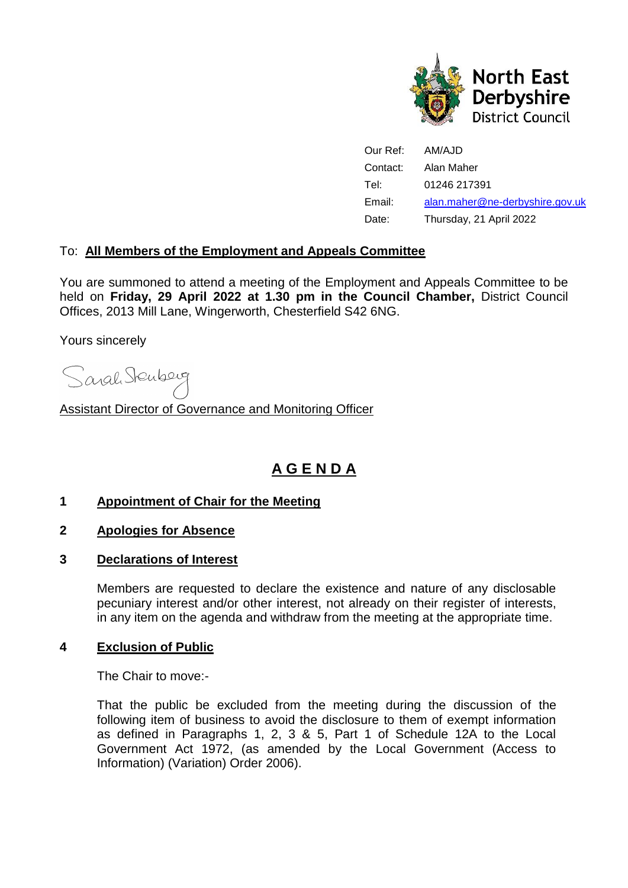North East Derbyshire District Council

| | |
|---|---|
| Our Ref: | AM/AJD |
| Contact: | Alan Maher |
| Tel: | 01246 217391 |
| Email: | alan.maher@ne-derbyshire.gov.uk |
| Date: | Thursday, 21 April 2022 |

To: **All Members of the Employment and Appeals Committee**

You are summoned to attend a meeting of the Employment and Appeals Committee to be held on **Friday, 29 April 2022 at 1.30 pm in the Council Chamber,** District Council Offices, 2013 Mill Lane, Wingerworth, Chesterfield S42 6NG.

Yours sincerely

Sarah Sternberg

Assistant Director of Governance and Monitoring Officer

# A G E N D A

## 1 Appointment of Chair for the Meeting

## 2 Apologies for Absence

## 3 Declarations of Interest

Members are requested to declare the existence and nature of any disclosable pecuniary interest and/or other interest, not already on their register of interests, in any item on the agenda and withdraw from the meeting at the appropriate time.

## 4 Exclusion of Public

The Chair to move:-

That the public be excluded from the meeting during the discussion of the following item of business to avoid the disclosure to them of exempt information as defined in Paragraphs 1, 2, 3 & 5, Part 1 of Schedule 12A to the Local Government Act 1972, (as amended by the Local Government (Access to Information) (Variation) Order 2006).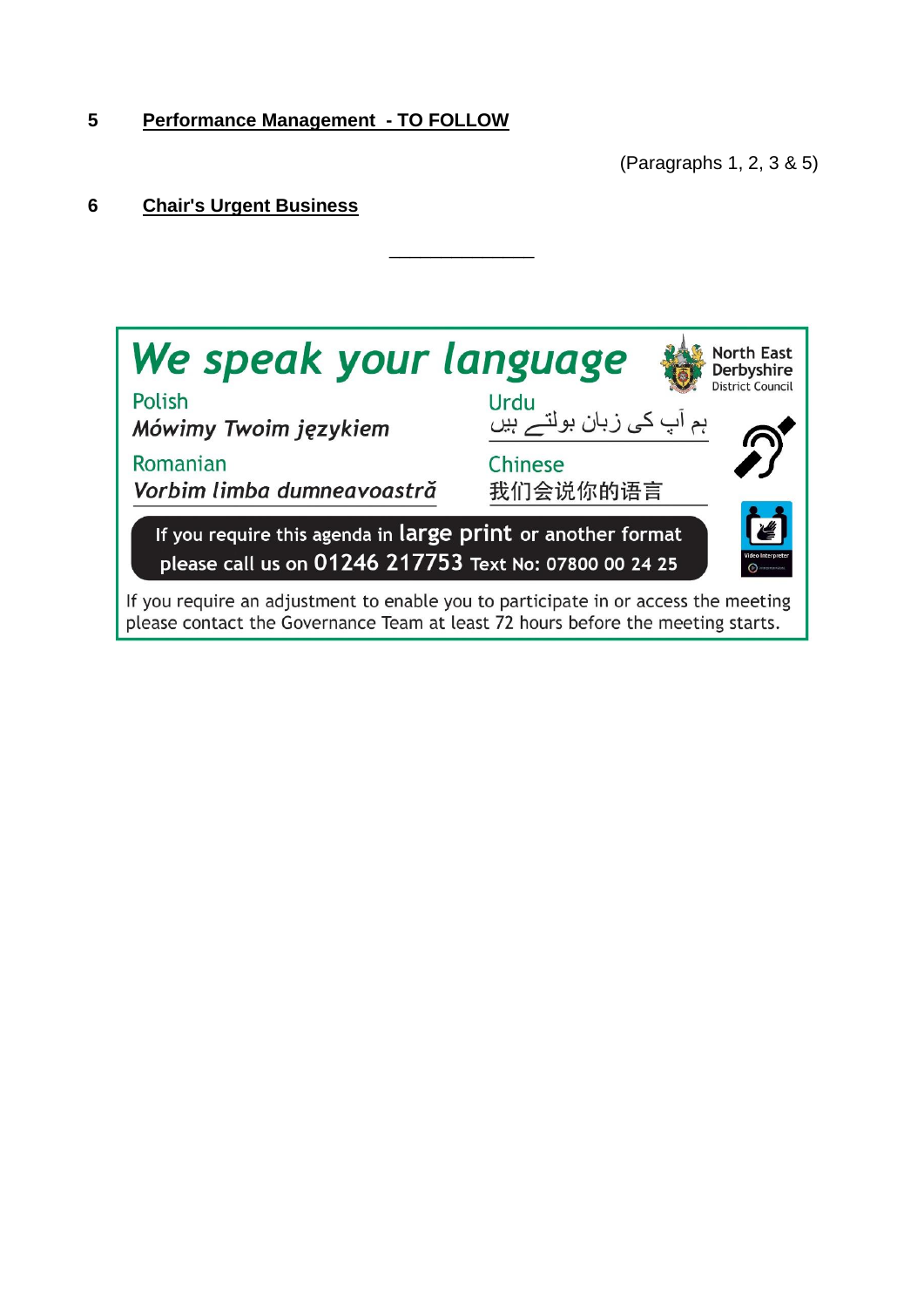**5 Performance Management - TO FOLLOW**

(Paragraphs 1, 2, 3 & 5)

**6 Chair's Urgent Business**

_______________

***We speak your language***

North East Derbyshire District Council

Polish
*Mówimy Twoim językiem*

Urdu
ہم آپ کی زبان بولتے ہیں

Romanian
*Vorbim limba dumneavoastră*

Chinese
我们会说你的语言

If you require this agenda in **large print** or another format please call us on **01246 217753** Text No: 07800 00 24 25

If you require an adjustment to enable you to participate in or access the meeting please contact the Governance Team at least 72 hours before the meeting starts.